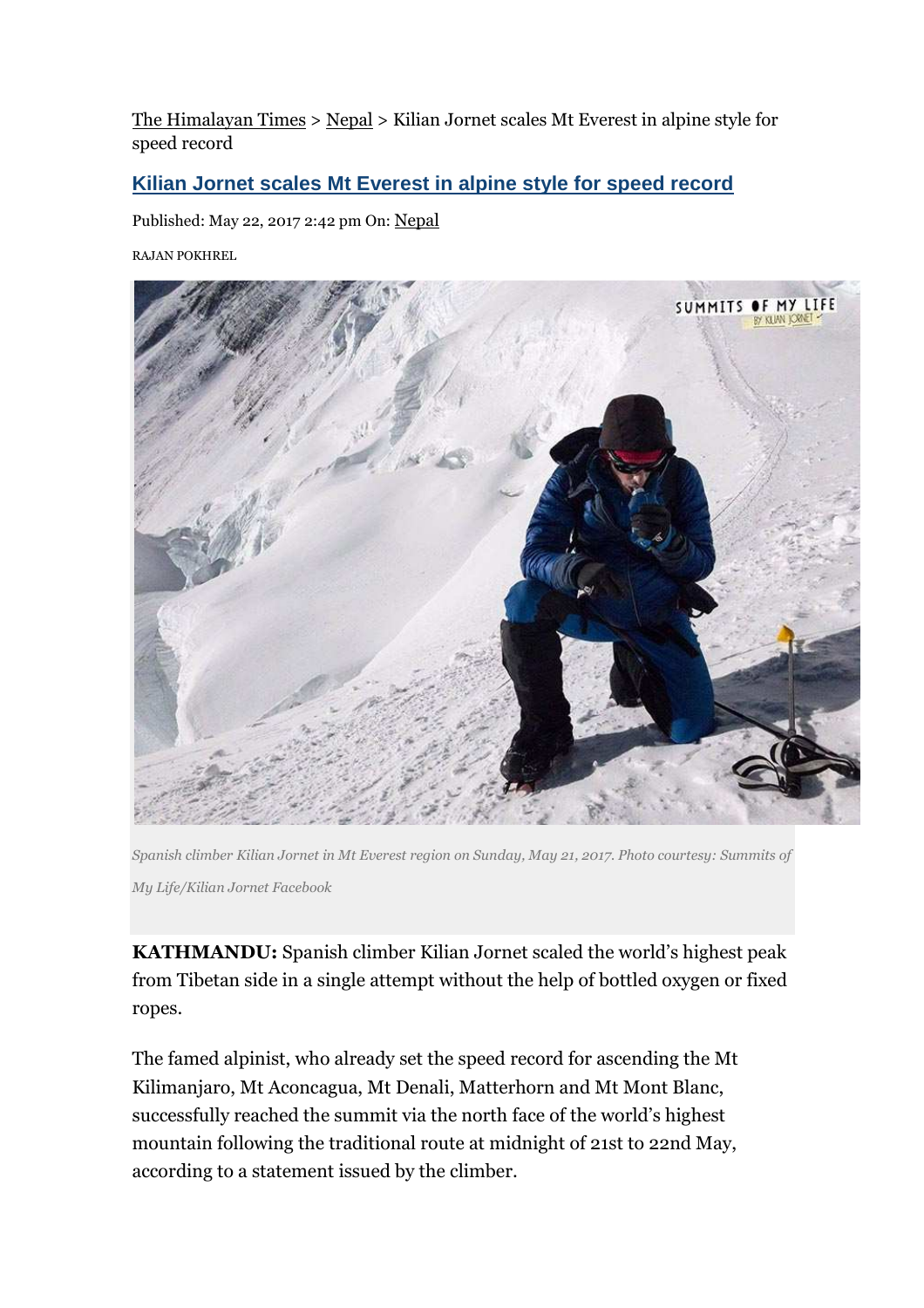The Himalayan Times > Nepal > Kilian Jornet scales Mt Everest in alpine style for speed record

# Kilian Jornet scales Mt Everest in alpine style for speed record

Published: May 22, 2017 2:42 pm On: Nepal

RAJAN POKHREL

*Spanish climber Kilian Jornet in Mt Everest region on Sunday, May 21, 2017. Photo courtesy: Summits of My Life/Kilian Jornet Facebook*

**KATHMANDU:** Spanish climber Kilian Jornet scaled the world's highest peak from Tibetan side in a single attempt without the help of bottled oxygen or fixed ropes.

The famed alpinist, who already set the speed record for ascending the Mt Kilimanjaro, Mt Aconcagua, Mt Denali, Matterhorn and Mt Mont Blanc, successfully reached the summit via the north face of the world's highest mountain following the traditional route at midnight of 21st to 22nd May, according to a statement issued by the climber.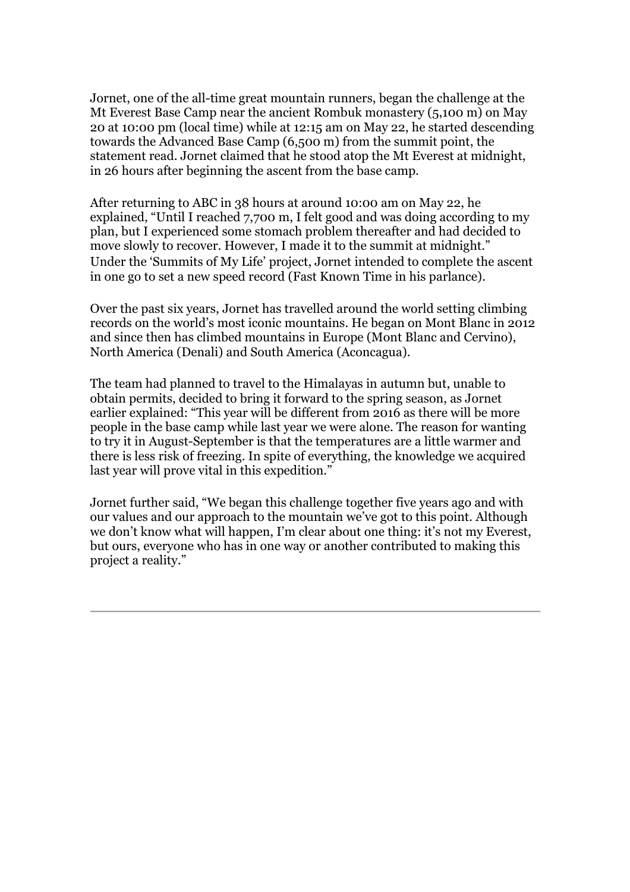Jornet, one of the all-time great mountain runners, began the challenge at the Mt Everest Base Camp near the ancient Rombuk monastery (5,100 m) on May 20 at 10:00 pm (local time) while at 12:15 am on May 22, he started descending towards the Advanced Base Camp (6,500 m) from the summit point, the statement read. Jornet claimed that he stood atop the Mt Everest at midnight, in 26 hours after beginning the ascent from the base camp.

After returning to ABC in 38 hours at around 10:00 am on May 22, he explained, "Until I reached 7,700 m, I felt good and was doing according to my plan, but I experienced some stomach problem thereafter and had decided to move slowly to recover. However, I made it to the summit at midnight."
Under the 'Summits of My Life' project, Jornet intended to complete the ascent in one go to set a new speed record (Fast Known Time in his parlance).

Over the past six years, Jornet has travelled around the world setting climbing records on the world's most iconic mountains. He began on Mont Blanc in 2012 and since then has climbed mountains in Europe (Mont Blanc and Cervino), North America (Denali) and South America (Aconcagua).

The team had planned to travel to the Himalayas in autumn but, unable to obtain permits, decided to bring it forward to the spring season, as Jornet earlier explained: "This year will be different from 2016 as there will be more people in the base camp while last year we were alone. The reason for wanting to try it in August-September is that the temperatures are a little warmer and there is less risk of freezing. In spite of everything, the knowledge we acquired last year will prove vital in this expedition."

Jornet further said, "We began this challenge together five years ago and with our values and our approach to the mountain we've got to this point. Although we don't know what will happen, I'm clear about one thing: it's not my Everest, but ours, everyone who has in one way or another contributed to making this project a reality."

---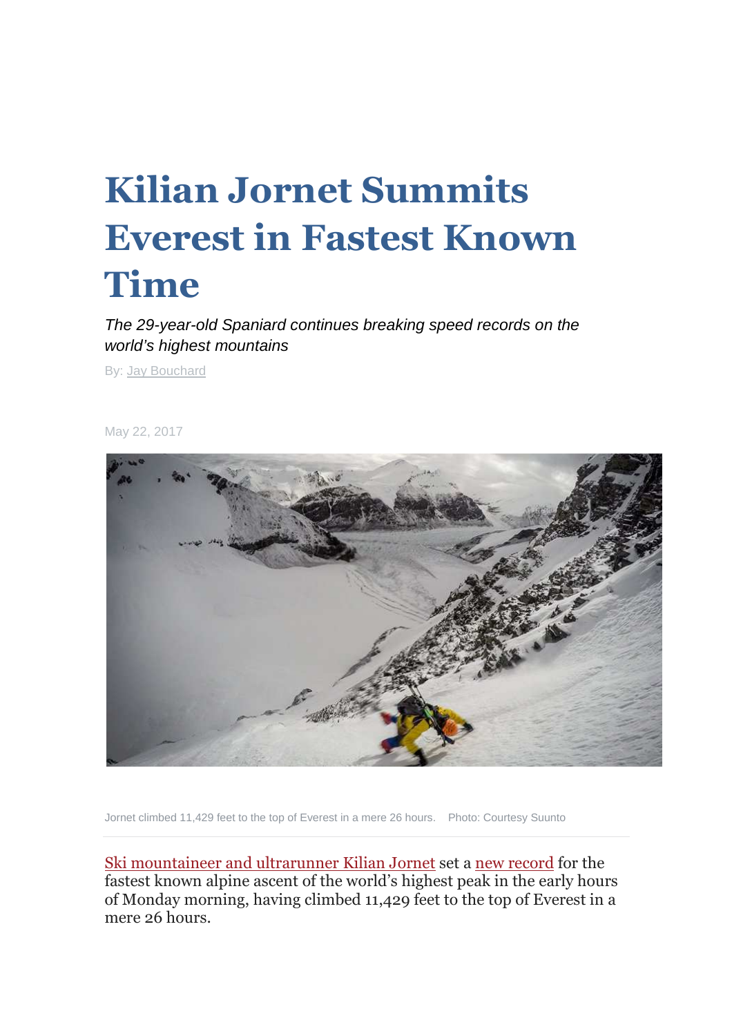# Kilian Jornet Summits Everest in Fastest Known Time

*The 29-year-old Spaniard continues breaking speed records on the world's highest mountains*

By: Jay Bouchard

May 22, 2017

Jornet climbed 11,429 feet to the top of Everest in a mere 26 hours.    Photo: Courtesy Suunto

Ski mountaineer and ultrarunner Kilian Jornet set a new record for the fastest known alpine ascent of the world's highest peak in the early hours of Monday morning, having climbed 11,429 feet to the top of Everest in a mere 26 hours.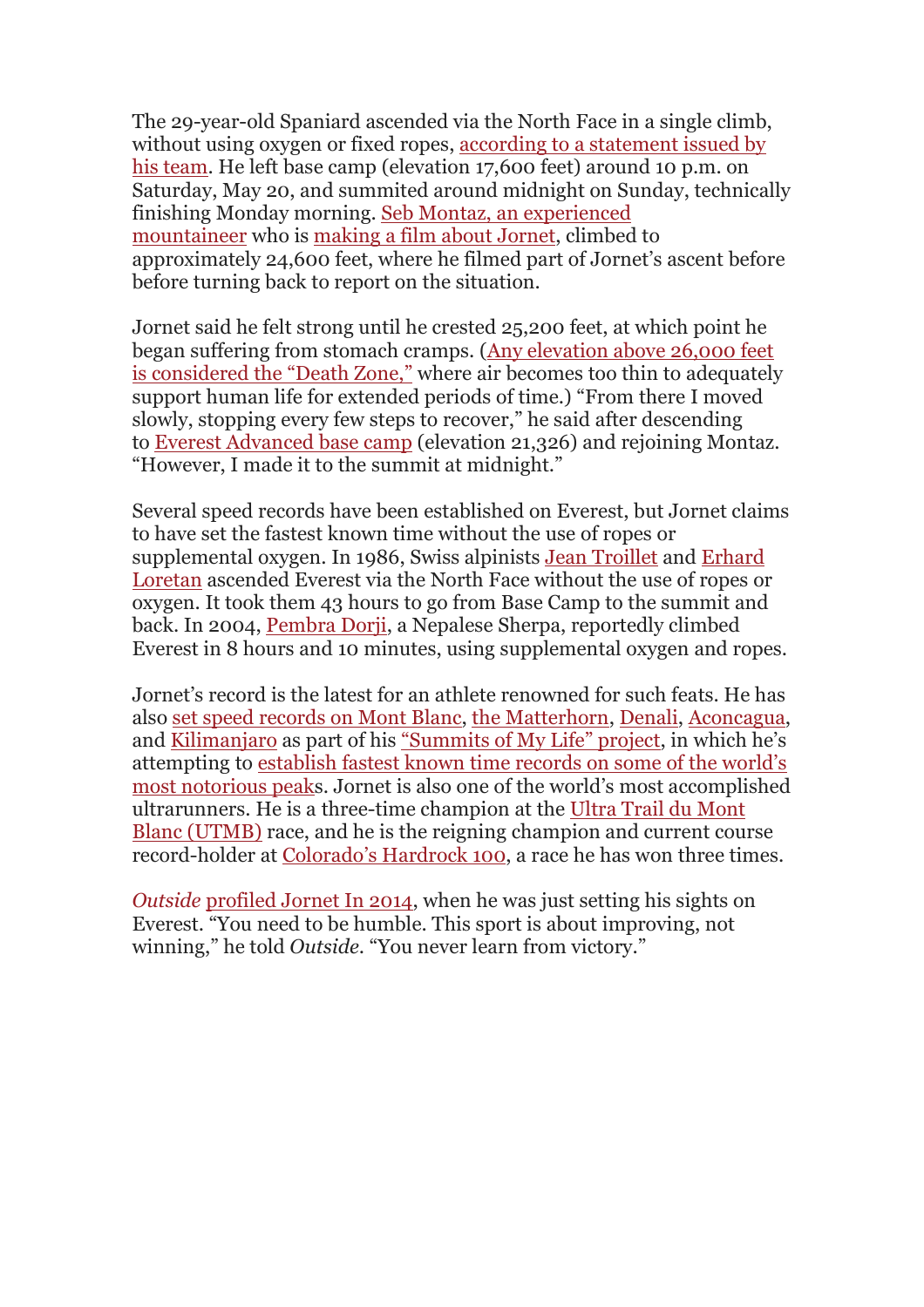The 29-year-old Spaniard ascended via the North Face in a single climb, without using oxygen or fixed ropes, according to a statement issued by his team. He left base camp (elevation 17,600 feet) around 10 p.m. on Saturday, May 20, and summited around midnight on Sunday, technically finishing Monday morning. Seb Montaz, an experienced mountaineer who is making a film about Jornet, climbed to approximately 24,600 feet, where he filmed part of Jornet's ascent before before turning back to report on the situation.

Jornet said he felt strong until he crested 25,200 feet, at which point he began suffering from stomach cramps. (Any elevation above 26,000 feet is considered the "Death Zone," where air becomes too thin to adequately support human life for extended periods of time.) "From there I moved slowly, stopping every few steps to recover," he said after descending to Everest Advanced base camp (elevation 21,326) and rejoining Montaz. "However, I made it to the summit at midnight."

Several speed records have been established on Everest, but Jornet claims to have set the fastest known time without the use of ropes or supplemental oxygen. In 1986, Swiss alpinists Jean Troillet and Erhard Loretan ascended Everest via the North Face without the use of ropes or oxygen. It took them 43 hours to go from Base Camp to the summit and back. In 2004, Pembra Dorji, a Nepalese Sherpa, reportedly climbed Everest in 8 hours and 10 minutes, using supplemental oxygen and ropes.

Jornet's record is the latest for an athlete renowned for such feats. He has also set speed records on Mont Blanc, the Matterhorn, Denali, Aconcagua, and Kilimanjaro as part of his "Summits of My Life" project, in which he's attempting to establish fastest known time records on some of the world's most notorious peaks. Jornet is also one of the world's most accomplished ultrarunners. He is a three-time champion at the Ultra Trail du Mont Blanc (UTMB) race, and he is the reigning champion and current course record-holder at Colorado's Hardrock 100, a race he has won three times.

*Outside* profiled Jornet In 2014, when he was just setting his sights on Everest. "You need to be humble. This sport is about improving, not winning," he told *Outside*. "You never learn from victory."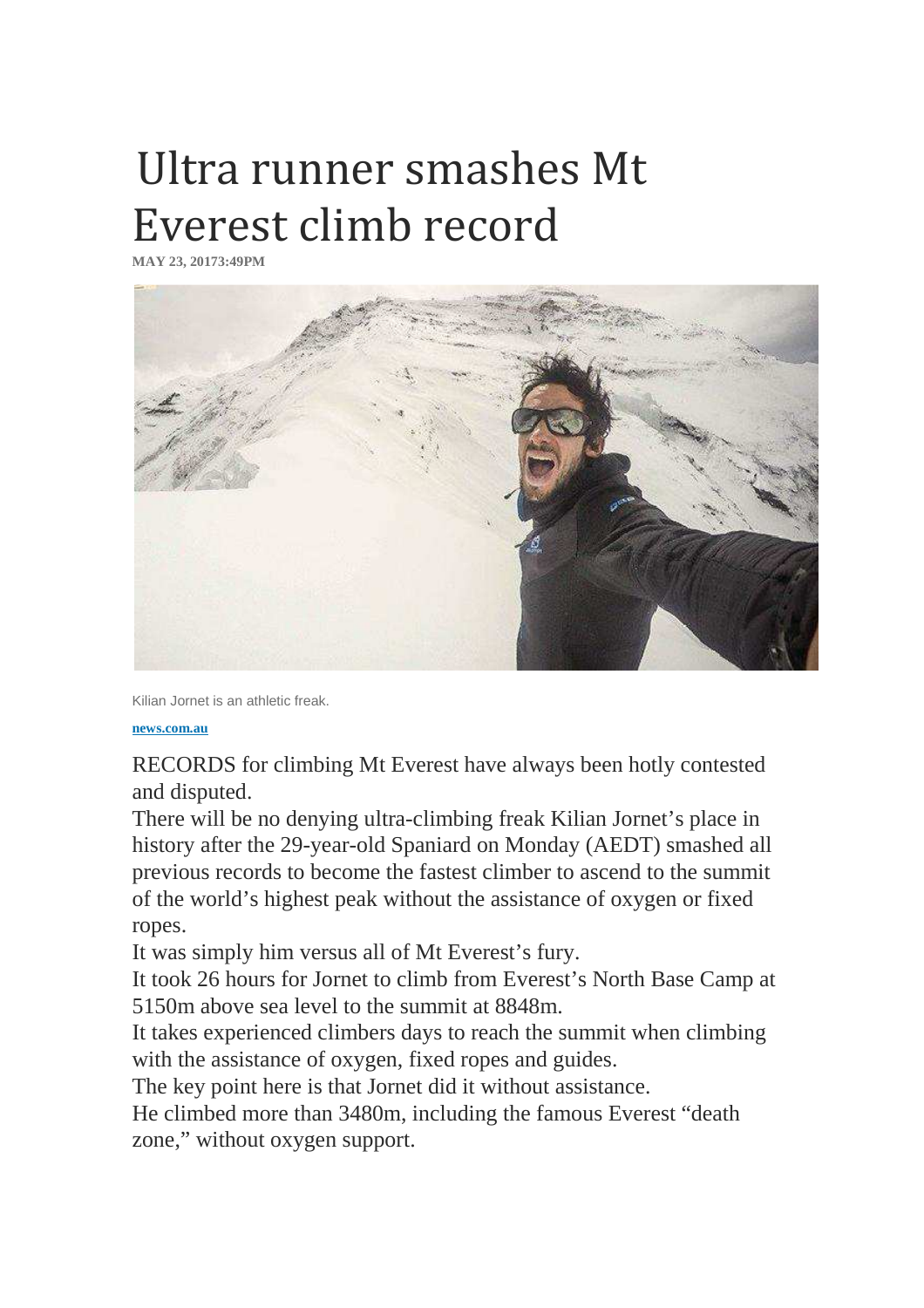# Ultra runner smashes Mt Everest climb record

**MAY 23, 20173:49PM**

Kilian Jornet is an athletic freak.

**news.com.au**

RECORDS for climbing Mt Everest have always been hotly contested and disputed.

There will be no denying ultra-climbing freak Kilian Jornet's place in history after the 29-year-old Spaniard on Monday (AEDT) smashed all previous records to become the fastest climber to ascend to the summit of the world's highest peak without the assistance of oxygen or fixed ropes.

It was simply him versus all of Mt Everest's fury.

It took 26 hours for Jornet to climb from Everest's North Base Camp at 5150m above sea level to the summit at 8848m.

It takes experienced climbers days to reach the summit when climbing with the assistance of oxygen, fixed ropes and guides.

The key point here is that Jornet did it without assistance.

He climbed more than 3480m, including the famous Everest "death zone," without oxygen support.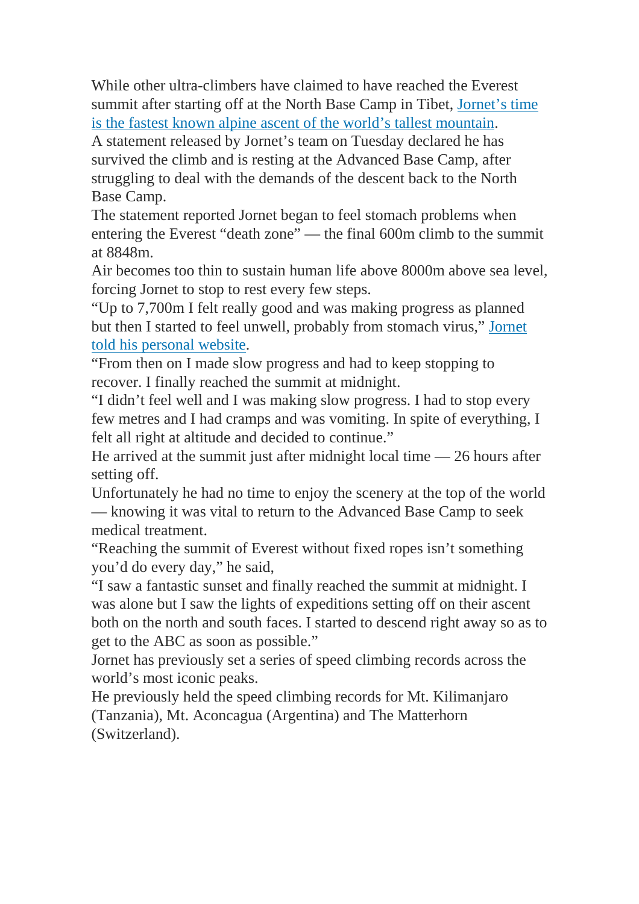While other ultra-climbers have claimed to have reached the Everest summit after starting off at the North Base Camp in Tibet, Jornet's time is the fastest known alpine ascent of the world's tallest mountain.

A statement released by Jornet's team on Tuesday declared he has survived the climb and is resting at the Advanced Base Camp, after struggling to deal with the demands of the descent back to the North Base Camp.

The statement reported Jornet began to feel stomach problems when entering the Everest "death zone" — the final 600m climb to the summit at 8848m.

Air becomes too thin to sustain human life above 8000m above sea level, forcing Jornet to stop to rest every few steps.

"Up to 7,700m I felt really good and was making progress as planned but then I started to feel unwell, probably from stomach virus," Jornet told his personal website.

"From then on I made slow progress and had to keep stopping to recover. I finally reached the summit at midnight.

"I didn't feel well and I was making slow progress. I had to stop every few metres and I had cramps and was vomiting. In spite of everything, I felt all right at altitude and decided to continue."

He arrived at the summit just after midnight local time — 26 hours after setting off.

Unfortunately he had no time to enjoy the scenery at the top of the world — knowing it was vital to return to the Advanced Base Camp to seek medical treatment.

"Reaching the summit of Everest without fixed ropes isn't something you'd do every day," he said,

"I saw a fantastic sunset and finally reached the summit at midnight. I was alone but I saw the lights of expeditions setting off on their ascent both on the north and south faces. I started to descend right away so as to get to the ABC as soon as possible."

Jornet has previously set a series of speed climbing records across the world's most iconic peaks.

He previously held the speed climbing records for Mt. Kilimanjaro (Tanzania), Mt. Aconcagua (Argentina) and The Matterhorn (Switzerland).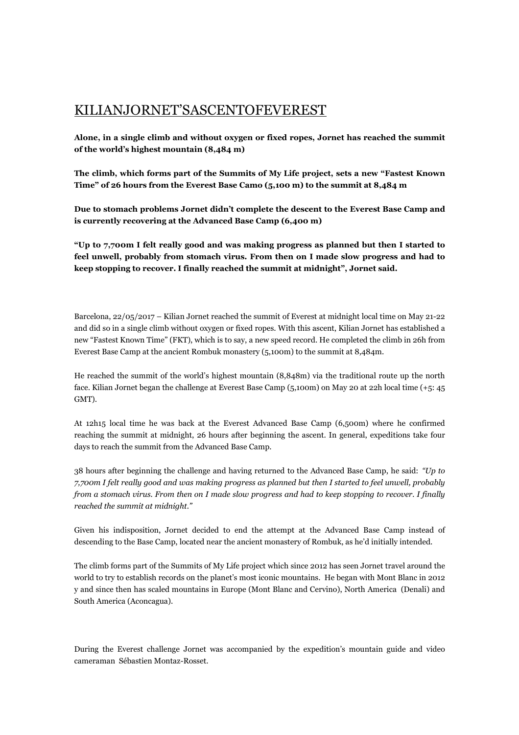# KILIANJORNET'SASCENTOFEVEREST

**Alone, in a single climb and without oxygen or fixed ropes, Jornet has reached the summit of the world's highest mountain (8,484 m)**

**The climb, which forms part of the Summits of My Life project, sets a new "Fastest Known Time" of 26 hours from the Everest Base Camo (5,100 m) to the summit at 8,484 m**

**Due to stomach problems Jornet didn't complete the descent to the Everest Base Camp and is currently recovering at the Advanced Base Camp (6,400 m)**

**"Up to 7,700m I felt really good and was making progress as planned but then I started to feel unwell, probably from stomach virus. From then on I made slow progress and had to keep stopping to recover. I finally reached the summit at midnight", Jornet said.**

Barcelona, 22/05/2017 – Kilian Jornet reached the summit of Everest at midnight local time on May 21-22 and did so in a single climb without oxygen or fixed ropes. With this ascent, Kilian Jornet has established a new "Fastest Known Time" (FKT), which is to say, a new speed record. He completed the climb in 26h from Everest Base Camp at the ancient Rombuk monastery (5,100m) to the summit at 8,484m.

He reached the summit of the world's highest mountain (8,848m) via the traditional route up the north face. Kilian Jornet began the challenge at Everest Base Camp (5,100m) on May 20 at 22h local time (+5: 45 GMT).

At 12h15 local time he was back at the Everest Advanced Base Camp (6,500m) where he confirmed reaching the summit at midnight, 26 hours after beginning the ascent. In general, expeditions take four days to reach the summit from the Advanced Base Camp.

38 hours after beginning the challenge and having returned to the Advanced Base Camp, he said: *"Up to 7,700m I felt really good and was making progress as planned but then I started to feel unwell, probably from a stomach virus. From then on I made slow progress and had to keep stopping to recover. I finally reached the summit at midnight."*

Given his indisposition, Jornet decided to end the attempt at the Advanced Base Camp instead of descending to the Base Camp, located near the ancient monastery of Rombuk, as he'd initially intended.

The climb forms part of the Summits of My Life project which since 2012 has seen Jornet travel around the world to try to establish records on the planet's most iconic mountains. He began with Mont Blanc in 2012 y and since then has scaled mountains in Europe (Mont Blanc and Cervino), North America (Denali) and South America (Aconcagua).

During the Everest challenge Jornet was accompanied by the expedition's mountain guide and video cameraman Sébastien Montaz-Rosset.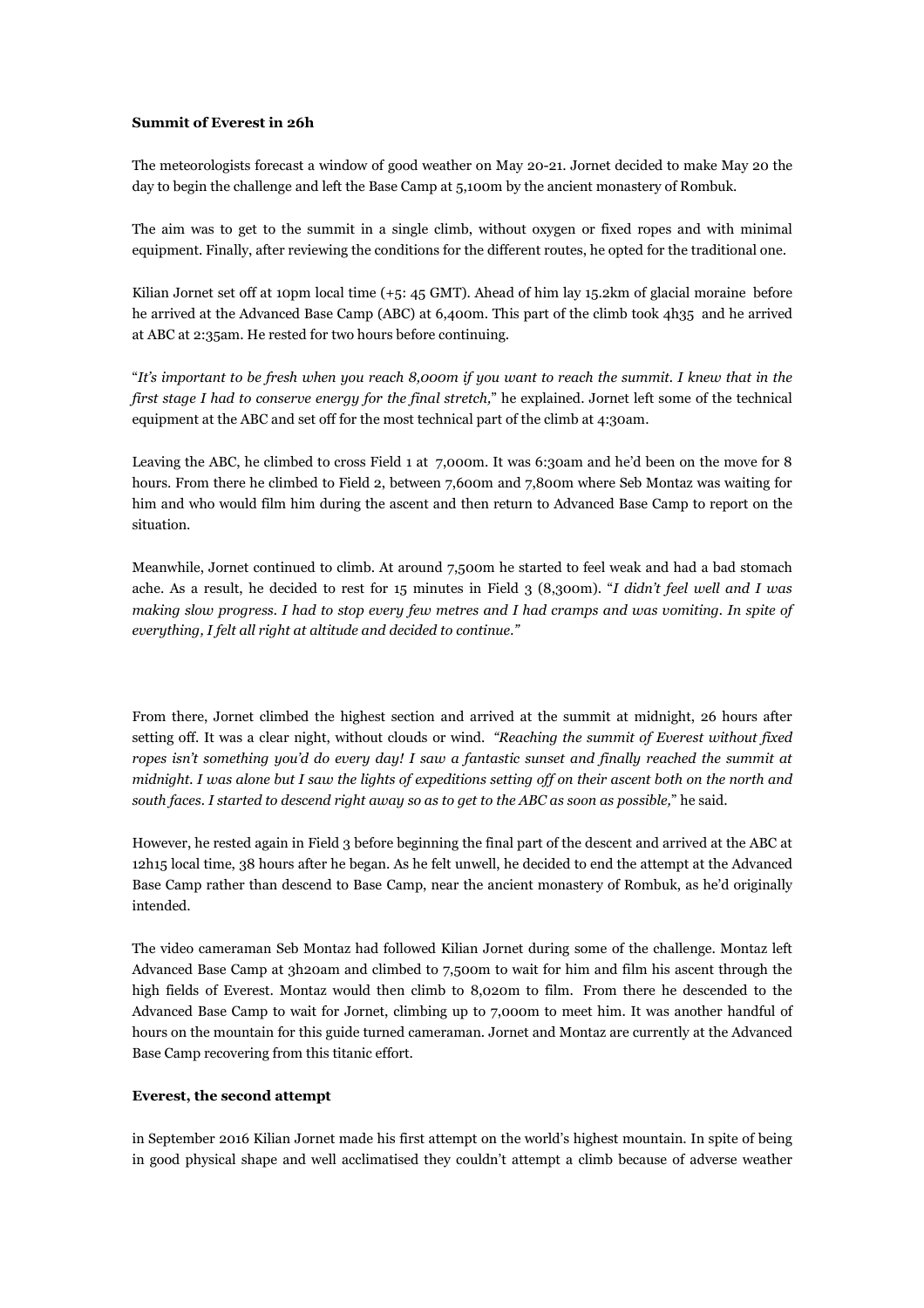**Summit of Everest in 26h**

The meteorologists forecast a window of good weather on May 20-21. Jornet decided to make May 20 the day to begin the challenge and left the Base Camp at 5,100m by the ancient monastery of Rombuk.

The aim was to get to the summit in a single climb, without oxygen or fixed ropes and with minimal equipment. Finally, after reviewing the conditions for the different routes, he opted for the traditional one.

Kilian Jornet set off at 10pm local time (+5: 45 GMT). Ahead of him lay 15.2km of glacial moraine before he arrived at the Advanced Base Camp (ABC) at 6,400m. This part of the climb took 4h35 and he arrived at ABC at 2:35am. He rested for two hours before continuing.

"*It's important to be fresh when you reach 8,000m if you want to reach the summit. I knew that in the first stage I had to conserve energy for the final stretch,*" he explained. Jornet left some of the technical equipment at the ABC and set off for the most technical part of the climb at 4:30am.

Leaving the ABC, he climbed to cross Field 1 at 7,000m. It was 6:30am and he'd been on the move for 8 hours. From there he climbed to Field 2, between 7,600m and 7,800m where Seb Montaz was waiting for him and who would film him during the ascent and then return to Advanced Base Camp to report on the situation.

Meanwhile, Jornet continued to climb. At around 7,500m he started to feel weak and had a bad stomach ache. As a result, he decided to rest for 15 minutes in Field 3 (8,300m). "*I didn't feel well and I was making slow progress. I had to stop every few metres and I had cramps and was vomiting. In spite of everything, I felt all right at altitude and decided to continue."*

From there, Jornet climbed the highest section and arrived at the summit at midnight, 26 hours after setting off. It was a clear night, without clouds or wind. *"Reaching the summit of Everest without fixed ropes isn't something you'd do every day! I saw a fantastic sunset and finally reached the summit at midnight. I was alone but I saw the lights of expeditions setting off on their ascent both on the north and south faces. I started to descend right away so as to get to the ABC as soon as possible,*" he said.

However, he rested again in Field 3 before beginning the final part of the descent and arrived at the ABC at 12h15 local time, 38 hours after he began. As he felt unwell, he decided to end the attempt at the Advanced Base Camp rather than descend to Base Camp, near the ancient monastery of Rombuk, as he'd originally intended.

The video cameraman Seb Montaz had followed Kilian Jornet during some of the challenge. Montaz left Advanced Base Camp at 3h20am and climbed to 7,500m to wait for him and film his ascent through the high fields of Everest. Montaz would then climb to 8,020m to film. From there he descended to the Advanced Base Camp to wait for Jornet, climbing up to 7,000m to meet him. It was another handful of hours on the mountain for this guide turned cameraman. Jornet and Montaz are currently at the Advanced Base Camp recovering from this titanic effort.

**Everest, the second attempt**

in September 2016 Kilian Jornet made his first attempt on the world's highest mountain. In spite of being in good physical shape and well acclimatised they couldn't attempt a climb because of adverse weather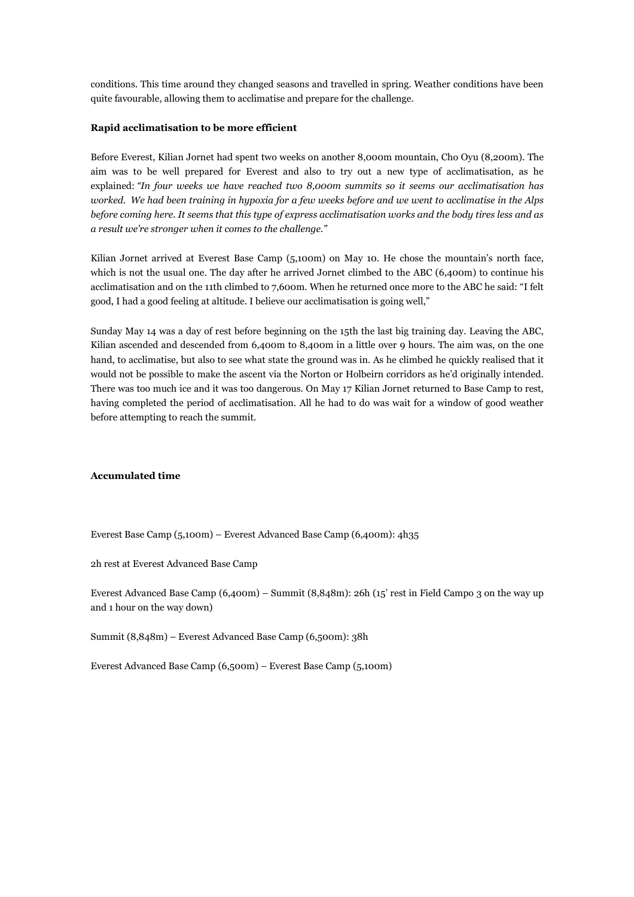conditions. This time around they changed seasons and travelled in spring. Weather conditions have been quite favourable, allowing them to acclimatise and prepare for the challenge.

**Rapid acclimatisation to be more efficient**

Before Everest, Kilian Jornet had spent two weeks on another 8,000m mountain, Cho Oyu (8,200m). The aim was to be well prepared for Everest and also to try out a new type of acclimatisation, as he explained: *"In four weeks we have reached two 8,000m summits so it seems our acclimatisation has worked. We had been training in hypoxia for a few weeks before and we went to acclimatise in the Alps before coming here. It seems that this type of express acclimatisation works and the body tires less and as a result we're stronger when it comes to the challenge."*

Kilian Jornet arrived at Everest Base Camp (5,100m) on May 10. He chose the mountain's north face, which is not the usual one. The day after he arrived Jornet climbed to the ABC (6,400m) to continue his acclimatisation and on the 11th climbed to 7,600m. When he returned once more to the ABC he said: "I felt good, I had a good feeling at altitude. I believe our acclimatisation is going well,"

Sunday May 14 was a day of rest before beginning on the 15th the last big training day. Leaving the ABC, Kilian ascended and descended from 6,400m to 8,400m in a little over 9 hours. The aim was, on the one hand, to acclimatise, but also to see what state the ground was in. As he climbed he quickly realised that it would not be possible to make the ascent via the Norton or Holbeirn corridors as he'd originally intended. There was too much ice and it was too dangerous. On May 17 Kilian Jornet returned to Base Camp to rest, having completed the period of acclimatisation. All he had to do was wait for a window of good weather before attempting to reach the summit.

**Accumulated time**

Everest Base Camp (5,100m) – Everest Advanced Base Camp (6,400m): 4h35

2h rest at Everest Advanced Base Camp

Everest Advanced Base Camp (6,400m) – Summit (8,848m): 26h (15' rest in Field Campo 3 on the way up and 1 hour on the way down)

Summit (8,848m) – Everest Advanced Base Camp (6,500m): 38h

Everest Advanced Base Camp (6,500m) – Everest Base Camp (5,100m)